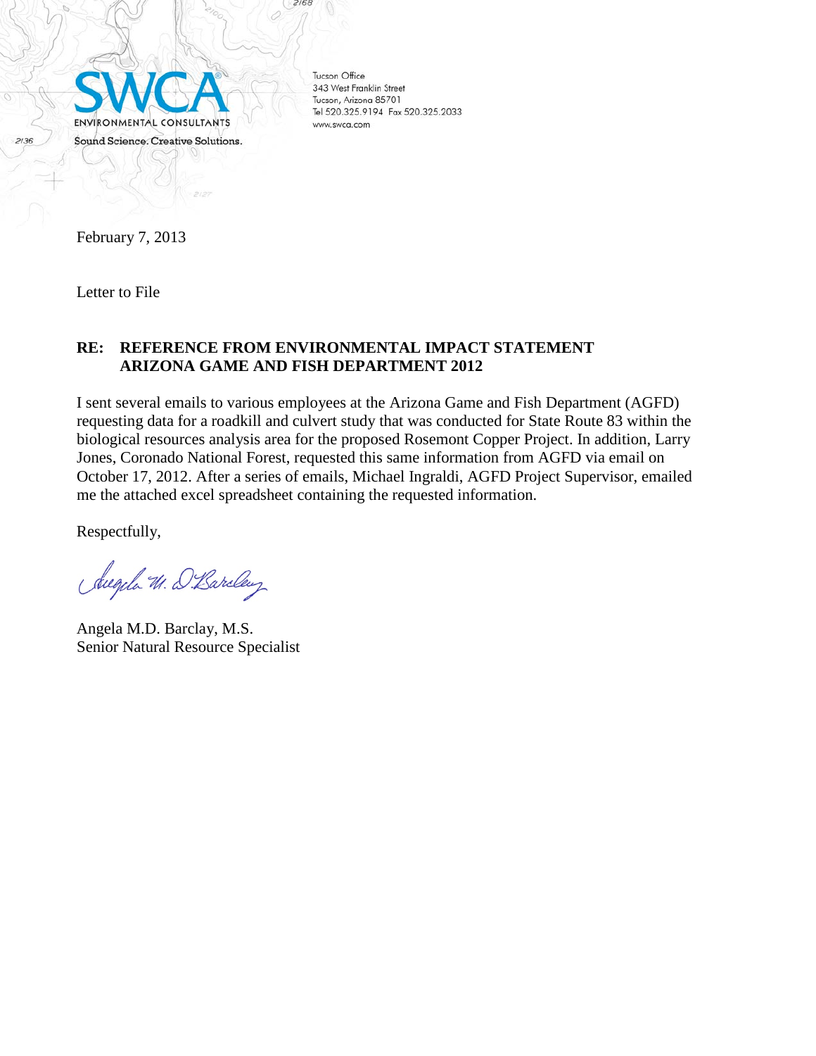SWCA ENVIRONMENTAL CONSULTANTS
Sound Science. Creative Solutions.

Tucson Office
343 West Franklin Street
Tucson, Arizona 85701
Tel 520.325.9194 Fax 520.325.2033
www.swca.com

February 7, 2013

Letter to File

**RE: REFERENCE FROM ENVIRONMENTAL IMPACT STATEMENT ARIZONA GAME AND FISH DEPARTMENT 2012**

I sent several emails to various employees at the Arizona Game and Fish Department (AGFD) requesting data for a roadkill and culvert study that was conducted for State Route 83 within the biological resources analysis area for the proposed Rosemont Copper Project. In addition, Larry Jones, Coronado National Forest, requested this same information from AGFD via email on October 17, 2012. After a series of emails, Michael Ingraldi, AGFD Project Supervisor, emailed me the attached excel spreadsheet containing the requested information.

Respectfully,

Angela M.D. Barclay, M.S.
Senior Natural Resource Specialist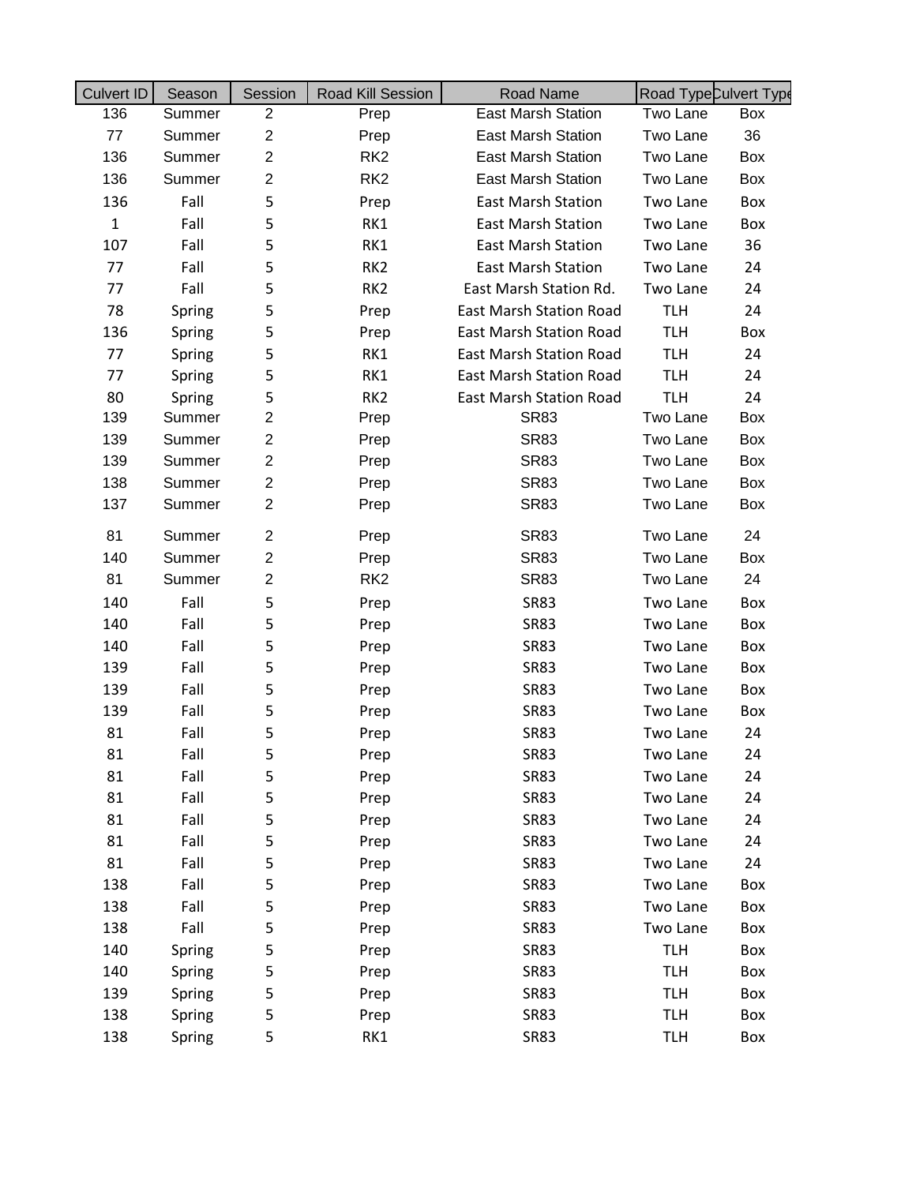| Culvert ID | Season | Session | Road Kill Session | Road Name | Road Type | Culvert Type |
|---|---|---|---|---|---|---|
| 136 | Summer | 2 | Prep | East Marsh Station | Two Lane | Box |
| 77 | Summer | 2 | Prep | East Marsh Station | Two Lane | 36 |
| 136 | Summer | 2 | RK2 | East Marsh Station | Two Lane | Box |
| 136 | Summer | 2 | RK2 | East Marsh Station | Two Lane | Box |
| 136 | Fall | 5 | Prep | East Marsh Station | Two Lane | Box |
| 1 | Fall | 5 | RK1 | East Marsh Station | Two Lane | Box |
| 107 | Fall | 5 | RK1 | East Marsh Station | Two Lane | 36 |
| 77 | Fall | 5 | RK2 | East Marsh Station | Two Lane | 24 |
| 77 | Fall | 5 | RK2 | East Marsh Station Rd. | Two Lane | 24 |
| 78 | Spring | 5 | Prep | East Marsh Station Road | TLH | 24 |
| 136 | Spring | 5 | Prep | East Marsh Station Road | TLH | Box |
| 77 | Spring | 5 | RK1 | East Marsh Station Road | TLH | 24 |
| 77 | Spring | 5 | RK1 | East Marsh Station Road | TLH | 24 |
| 80 | Spring | 5 | RK2 | East Marsh Station Road | TLH | 24 |
| 139 | Summer | 2 | Prep | SR83 | Two Lane | Box |
| 139 | Summer | 2 | Prep | SR83 | Two Lane | Box |
| 139 | Summer | 2 | Prep | SR83 | Two Lane | Box |
| 138 | Summer | 2 | Prep | SR83 | Two Lane | Box |
| 137 | Summer | 2 | Prep | SR83 | Two Lane | Box |
| 81 | Summer | 2 | Prep | SR83 | Two Lane | 24 |
| 140 | Summer | 2 | Prep | SR83 | Two Lane | Box |
| 81 | Summer | 2 | RK2 | SR83 | Two Lane | 24 |
| 140 | Fall | 5 | Prep | SR83 | Two Lane | Box |
| 140 | Fall | 5 | Prep | SR83 | Two Lane | Box |
| 140 | Fall | 5 | Prep | SR83 | Two Lane | Box |
| 139 | Fall | 5 | Prep | SR83 | Two Lane | Box |
| 139 | Fall | 5 | Prep | SR83 | Two Lane | Box |
| 139 | Fall | 5 | Prep | SR83 | Two Lane | Box |
| 81 | Fall | 5 | Prep | SR83 | Two Lane | 24 |
| 81 | Fall | 5 | Prep | SR83 | Two Lane | 24 |
| 81 | Fall | 5 | Prep | SR83 | Two Lane | 24 |
| 81 | Fall | 5 | Prep | SR83 | Two Lane | 24 |
| 81 | Fall | 5 | Prep | SR83 | Two Lane | 24 |
| 81 | Fall | 5 | Prep | SR83 | Two Lane | 24 |
| 81 | Fall | 5 | Prep | SR83 | Two Lane | 24 |
| 138 | Fall | 5 | Prep | SR83 | Two Lane | Box |
| 138 | Fall | 5 | Prep | SR83 | Two Lane | Box |
| 138 | Fall | 5 | Prep | SR83 | Two Lane | Box |
| 140 | Spring | 5 | Prep | SR83 | TLH | Box |
| 140 | Spring | 5 | Prep | SR83 | TLH | Box |
| 139 | Spring | 5 | Prep | SR83 | TLH | Box |
| 138 | Spring | 5 | Prep | SR83 | TLH | Box |
| 138 | Spring | 5 | RK1 | SR83 | TLH | Box |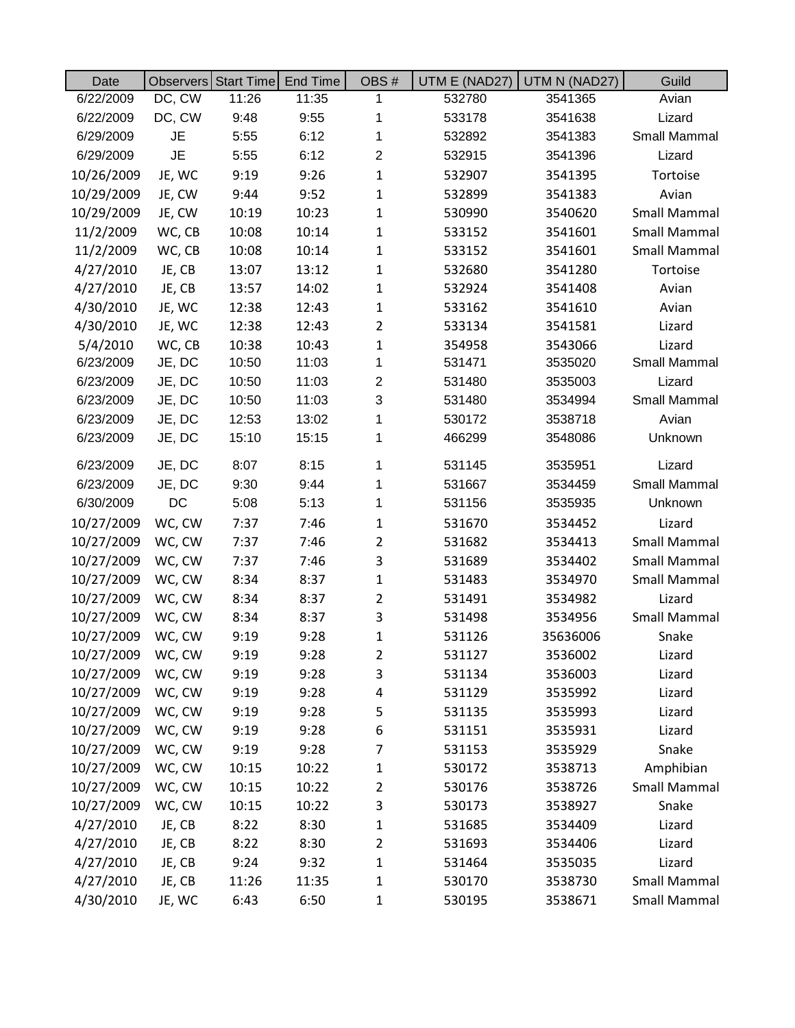| Date | Observers | Start Time | End Time | OBS # | UTM E (NAD27) | UTM N (NAD27) | Guild |
|---|---|---|---|---|---|---|---|
| 6/22/2009 | DC, CW | 11:26 | 11:35 | 1 | 532780 | 3541365 | Avian |
| 6/22/2009 | DC, CW | 9:48 | 9:55 | 1 | 533178 | 3541638 | Lizard |
| 6/29/2009 | JE | 5:55 | 6:12 | 1 | 532892 | 3541383 | Small Mammal |
| 6/29/2009 | JE | 5:55 | 6:12 | 2 | 532915 | 3541396 | Lizard |
| 10/26/2009 | JE, WC | 9:19 | 9:26 | 1 | 532907 | 3541395 | Tortoise |
| 10/29/2009 | JE, CW | 9:44 | 9:52 | 1 | 532899 | 3541383 | Avian |
| 10/29/2009 | JE, CW | 10:19 | 10:23 | 1 | 530990 | 3540620 | Small Mammal |
| 11/2/2009 | WC, CB | 10:08 | 10:14 | 1 | 533152 | 3541601 | Small Mammal |
| 11/2/2009 | WC, CB | 10:08 | 10:14 | 1 | 533152 | 3541601 | Small Mammal |
| 4/27/2010 | JE, CB | 13:07 | 13:12 | 1 | 532680 | 3541280 | Tortoise |
| 4/27/2010 | JE, CB | 13:57 | 14:02 | 1 | 532924 | 3541408 | Avian |
| 4/30/2010 | JE, WC | 12:38 | 12:43 | 1 | 533162 | 3541610 | Avian |
| 4/30/2010 | JE, WC | 12:38 | 12:43 | 2 | 533134 | 3541581 | Lizard |
| 5/4/2010 | WC, CB | 10:38 | 10:43 | 1 | 354958 | 3543066 | Lizard |
| 6/23/2009 | JE, DC | 10:50 | 11:03 | 1 | 531471 | 3535020 | Small Mammal |
| 6/23/2009 | JE, DC | 10:50 | 11:03 | 2 | 531480 | 3535003 | Lizard |
| 6/23/2009 | JE, DC | 10:50 | 11:03 | 3 | 531480 | 3534994 | Small Mammal |
| 6/23/2009 | JE, DC | 12:53 | 13:02 | 1 | 530172 | 3538718 | Avian |
| 6/23/2009 | JE, DC | 15:10 | 15:15 | 1 | 466299 | 3548086 | Unknown |
| 6/23/2009 | JE, DC | 8:07 | 8:15 | 1 | 531145 | 3535951 | Lizard |
| 6/23/2009 | JE, DC | 9:30 | 9:44 | 1 | 531667 | 3534459 | Small Mammal |
| 6/30/2009 | DC | 5:08 | 5:13 | 1 | 531156 | 3535935 | Unknown |
| 10/27/2009 | WC, CW | 7:37 | 7:46 | 1 | 531670 | 3534452 | Lizard |
| 10/27/2009 | WC, CW | 7:37 | 7:46 | 2 | 531682 | 3534413 | Small Mammal |
| 10/27/2009 | WC, CW | 7:37 | 7:46 | 3 | 531689 | 3534402 | Small Mammal |
| 10/27/2009 | WC, CW | 8:34 | 8:37 | 1 | 531483 | 3534970 | Small Mammal |
| 10/27/2009 | WC, CW | 8:34 | 8:37 | 2 | 531491 | 3534982 | Lizard |
| 10/27/2009 | WC, CW | 8:34 | 8:37 | 3 | 531498 | 3534956 | Small Mammal |
| 10/27/2009 | WC, CW | 9:19 | 9:28 | 1 | 531126 | 35636006 | Snake |
| 10/27/2009 | WC, CW | 9:19 | 9:28 | 2 | 531127 | 3536002 | Lizard |
| 10/27/2009 | WC, CW | 9:19 | 9:28 | 3 | 531134 | 3536003 | Lizard |
| 10/27/2009 | WC, CW | 9:19 | 9:28 | 4 | 531129 | 3535992 | Lizard |
| 10/27/2009 | WC, CW | 9:19 | 9:28 | 5 | 531135 | 3535993 | Lizard |
| 10/27/2009 | WC, CW | 9:19 | 9:28 | 6 | 531151 | 3535931 | Lizard |
| 10/27/2009 | WC, CW | 9:19 | 9:28 | 7 | 531153 | 3535929 | Snake |
| 10/27/2009 | WC, CW | 10:15 | 10:22 | 1 | 530172 | 3538713 | Amphibian |
| 10/27/2009 | WC, CW | 10:15 | 10:22 | 2 | 530176 | 3538726 | Small Mammal |
| 10/27/2009 | WC, CW | 10:15 | 10:22 | 3 | 530173 | 3538927 | Snake |
| 4/27/2010 | JE, CB | 8:22 | 8:30 | 1 | 531685 | 3534409 | Lizard |
| 4/27/2010 | JE, CB | 8:22 | 8:30 | 2 | 531693 | 3534406 | Lizard |
| 4/27/2010 | JE, CB | 9:24 | 9:32 | 1 | 531464 | 3535035 | Lizard |
| 4/27/2010 | JE, CB | 11:26 | 11:35 | 1 | 530170 | 3538730 | Small Mammal |
| 4/30/2010 | JE, WC | 6:43 | 6:50 | 1 | 530195 | 3538671 | Small Mammal |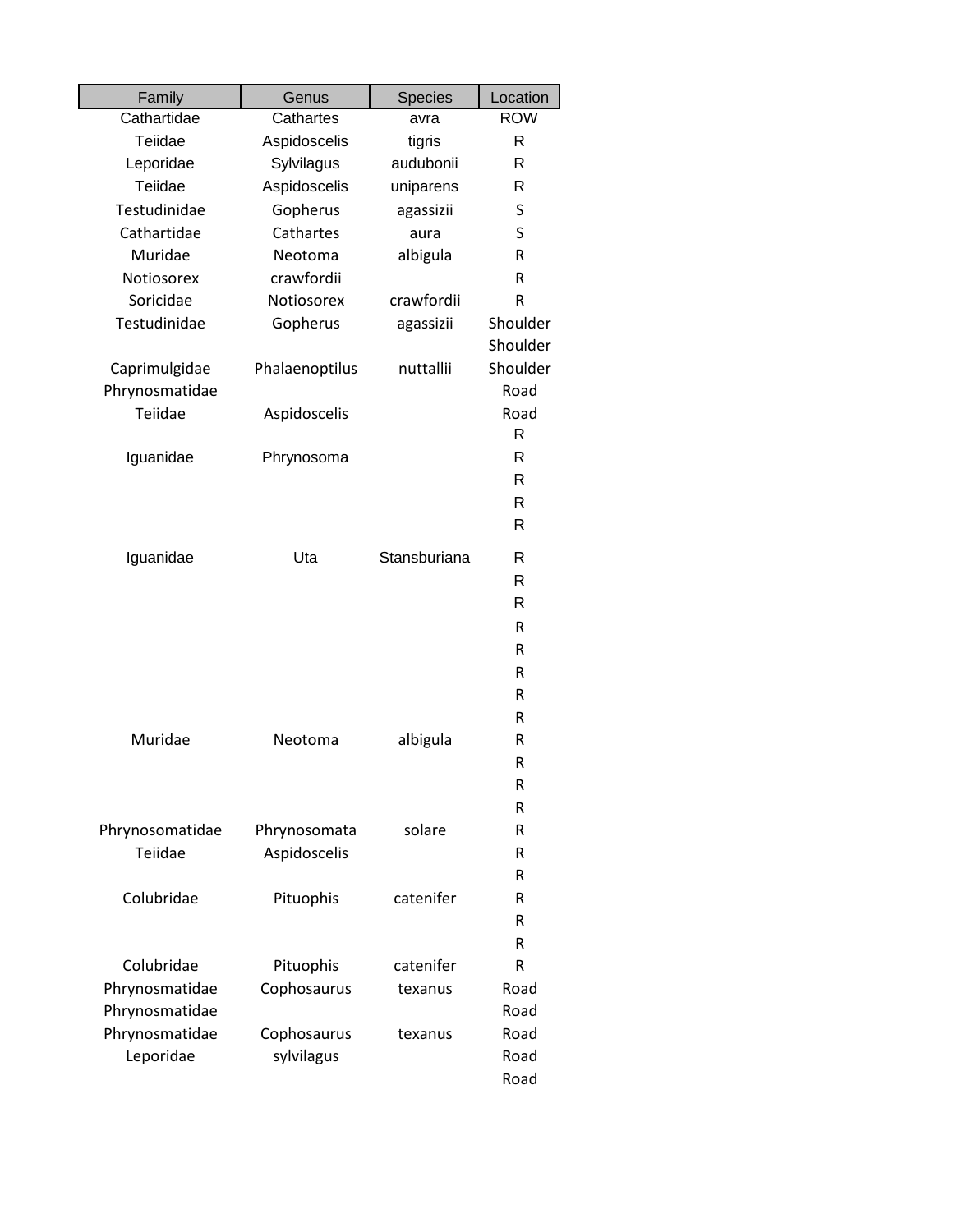| Family | Genus | Species | Location |
|---|---|---|---|
| Cathartidae | Cathartes | avra | ROW |
| Teiidae | Aspidoscelis | tigris | R |
| Leporidae | Sylvilagus | audubonii | R |
| Teiidae | Aspidoscelis | uniparens | R |
| Testudinidae | Gopherus | agassizii | S |
| Cathartidae | Cathartes | aura | S |
| Muridae | Neotoma | albigula | R |
| Notiosorex | crawfordii | | R |
| Soricidae | Notiosorex | crawfordii | R |
| Testudinidae | Gopherus | agassizii | Shoulder |
| | | | Shoulder |
| Caprimulgidae | Phalaenoptilus | nuttallii | Shoulder |
| Phrynosmatidae | | | Road |
| Teiidae | Aspidoscelis | | Road |
| | | | R |
| Iguanidae | Phrynosoma | | R |
| | | | R |
| | | | R |
| | | | R |
| Iguanidae | Uta | Stansburiana | R |
| | | | R |
| | | | R |
| | | | R |
| | | | R |
| | | | R |
| | | | R |
| | | | R |
| Muridae | Neotoma | albigula | R |
| | | | R |
| | | | R |
| | | | R |
| Phrynosomatidae | Phrynosomata | solare | R |
| Teiidae | Aspidoscelis | | R |
| | | | R |
| Colubridae | Pituophis | catenifer | R |
| | | | R |
| | | | R |
| Colubridae | Pituophis | catenifer | R |
| Phrynosmatidae | Cophosaurus | texanus | Road |
| Phrynosmatidae | | | Road |
| Phrynosmatidae | Cophosaurus | texanus | Road |
| Leporidae | sylvilagus | | Road |
| | | | Road |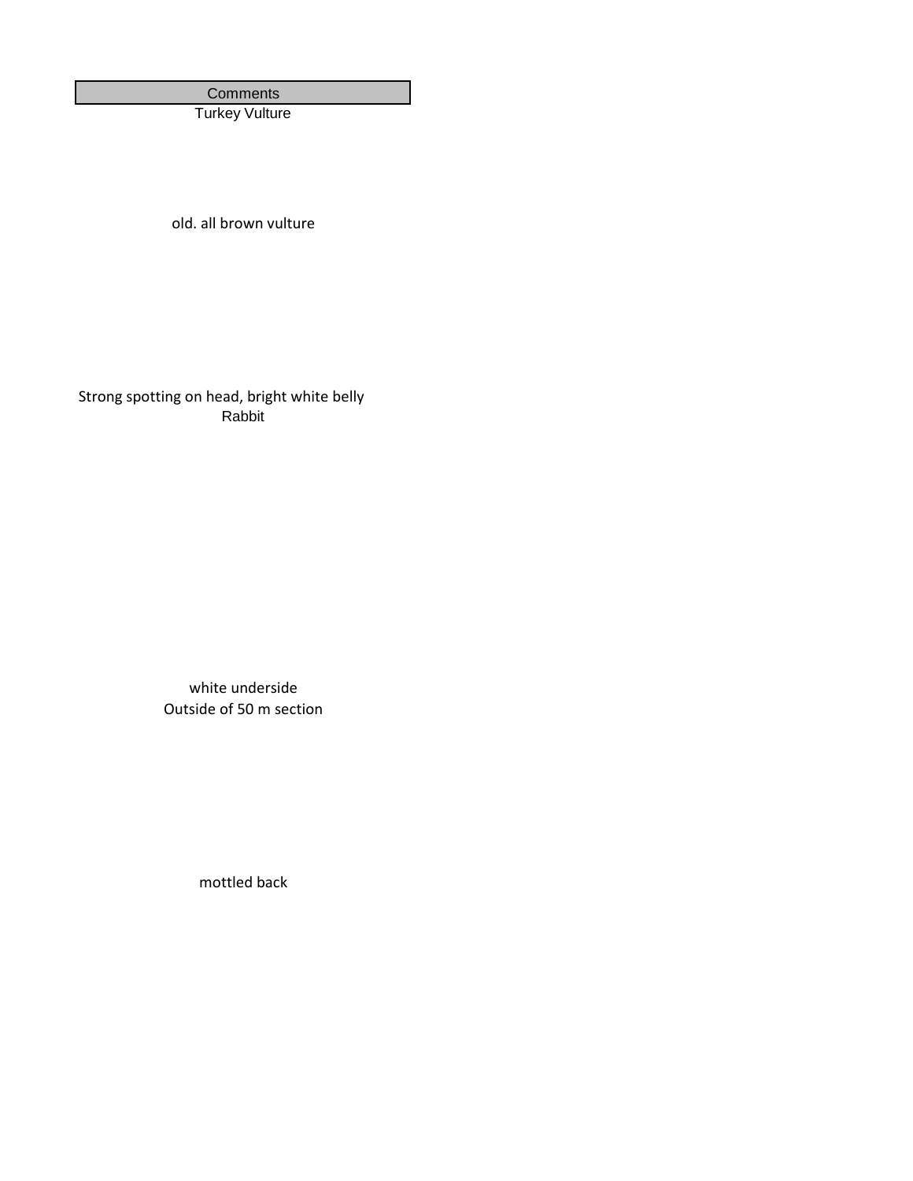| Comments |
| --- |
| Turkey Vulture |
| |
| |
| |
| |
| old. all brown vulture |
| |
| |
| |
| |
| |
| |
| |
| Strong spotting on head, bright white belly |
| Rabbit |
| |
| |
| |
| |
| |
| |
| |
| |
| |
| |
| |
| |
| |
| white underside |
| Outside of 50 m section |
| |
| |
| |
| |
| |
| |
| |
| mottled back |